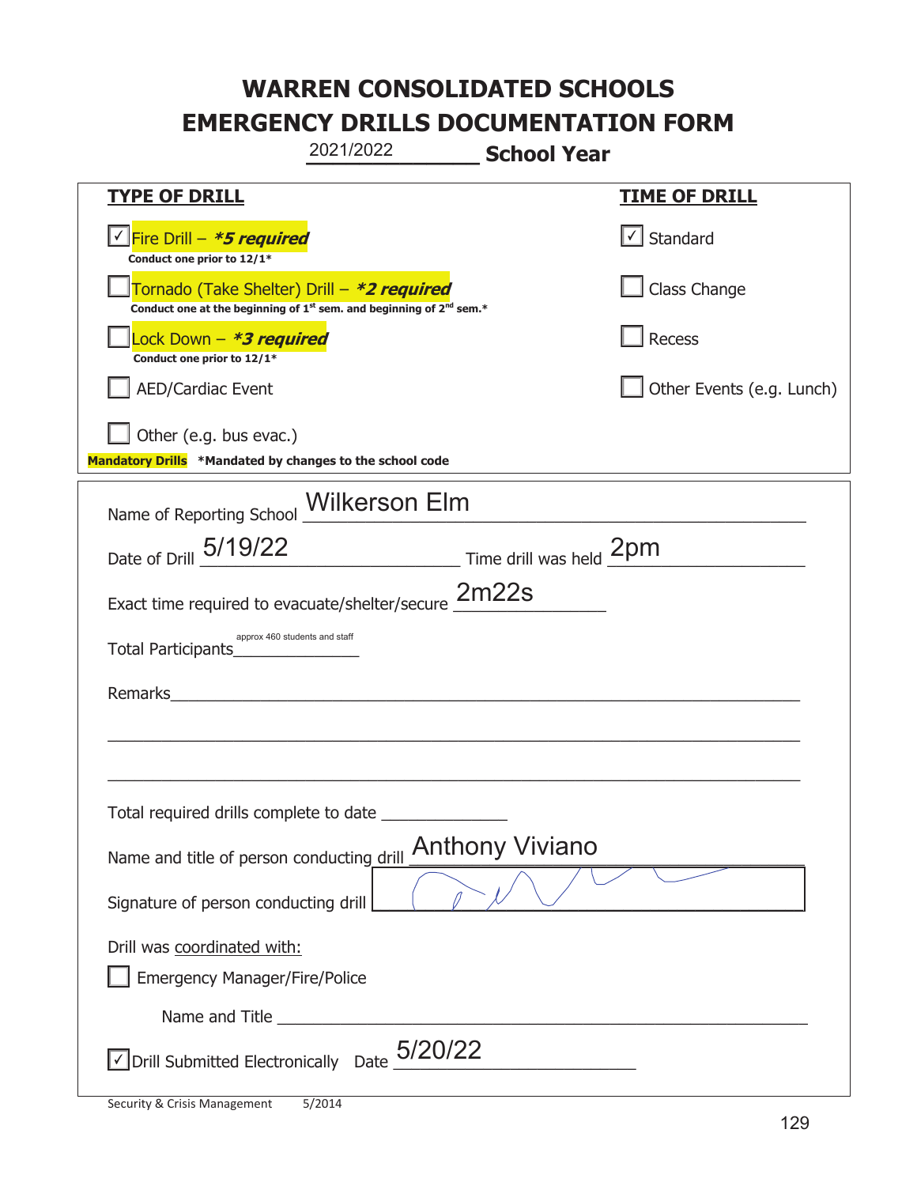# WARREN CONSOLIDATED SCHOOLS
# EMERGENCY DRILLS DOCUMENTATION FORM

2021/2022 **School Year**

| TYPE OF DRILL | TIME OF DRILL |
|---|---|
| ☑ Fire Drill – ***5 required*** <br> **Conduct one prior to 12/1*** | ☑ Standard |
| ☐ Tornado (Take Shelter) Drill – ***2 required*** <br> **Conduct one at the beginning of 1st sem. and beginning of 2nd sem.*** | ☐ Class Change |
| ☐ Lock Down – ***3 required*** <br> **Conduct one prior to 12/1*** | ☐ Recess |
| ☐ AED/Cardiac Event | ☐ Other Events (e.g. Lunch) |
| ☐ Other (e.g. bus evac.) | |

**Mandatory Drills** ***Mandated by changes to the school code**

Name of Reporting School: Wilkerson Elm

Date of Drill: 5/19/22 Time drill was held: 2pm

Exact time required to evacuate/shelter/secure: 2m22s

Total Participants: approx 460 students and staff

Remarks: ______

Total required drills complete to date ______

Name and title of person conducting drill: Anthony Viviano

Signature of person conducting drill: [signature]

Drill was coordinated with:

☐ Emergency Manager/Fire/Police

Name and Title ______

☑ Drill Submitted Electronically Date: 5/20/22

Security & Crisis Management 5/2014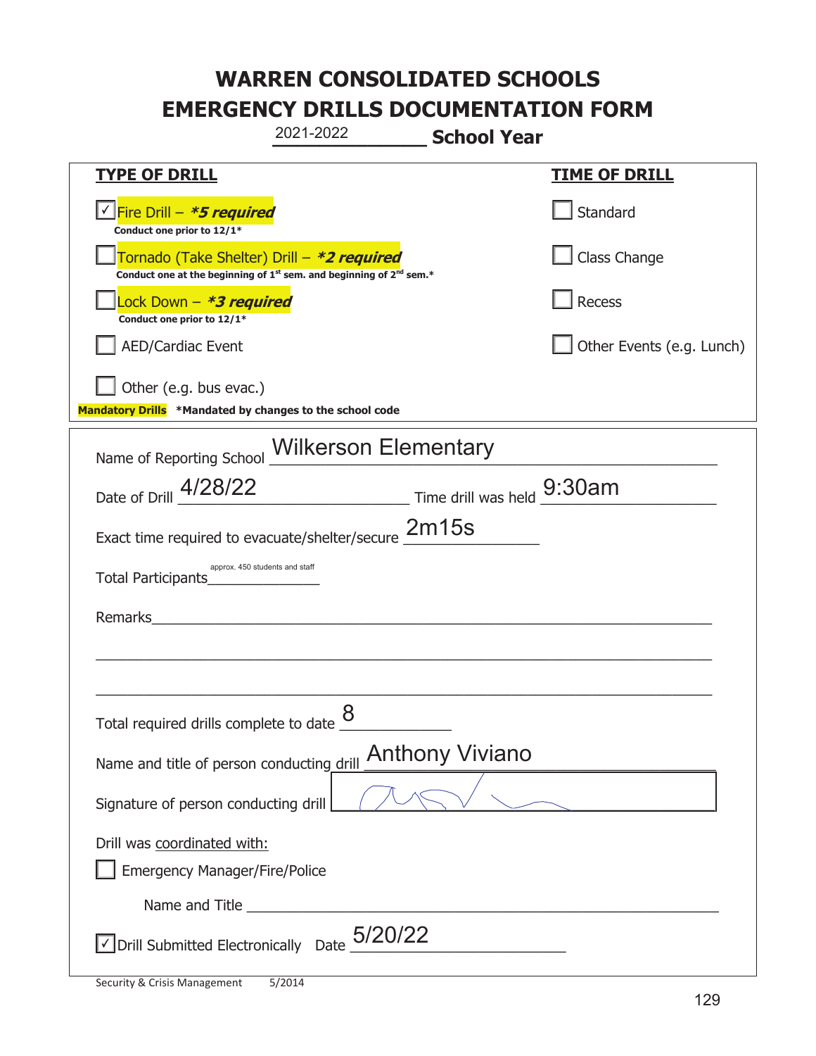# WARREN CONSOLIDATED SCHOOLS
# EMERGENCY DRILLS DOCUMENTATION FORM

2021-2022 **School Year**

| **TYPE OF DRILL** | **TIME OF DRILL** |
|---|---|
| ☑ Fire Drill – ***5 required*** <br> **Conduct one prior to 12/1*** | ☐ Standard |
| ☐ Tornado (Take Shelter) Drill – ***2 required*** <br> **Conduct one at the beginning of 1st sem. and beginning of 2nd sem.*** | ☐ Class Change |
| ☐ Lock Down – ***3 required*** <br> **Conduct one prior to 12/1*** | ☐ Recess |
| ☐ AED/Cardiac Event | ☐ Other Events (e.g. Lunch) |
| ☐ Other (e.g. bus evac.) | |

**Mandatory Drills** **\*Mandated by changes to the school code**

Name of Reporting School: Wilkerson Elementary

Date of Drill: 4/28/22 Time drill was held: 9:30am

Exact time required to evacuate/shelter/secure: 2m15s

Total Participants: approx. 450 students and staff

Remarks: ____________________

Total required drills complete to date: 8

Name and title of person conducting drill: Anthony Viviano

Signature of person conducting drill: [signature]

Drill was coordinated with:

☐ Emergency Manager/Fire/Police

Name and Title ____________________

☑ Drill Submitted Electronically Date: 5/20/22

Security & Crisis Management 5/2014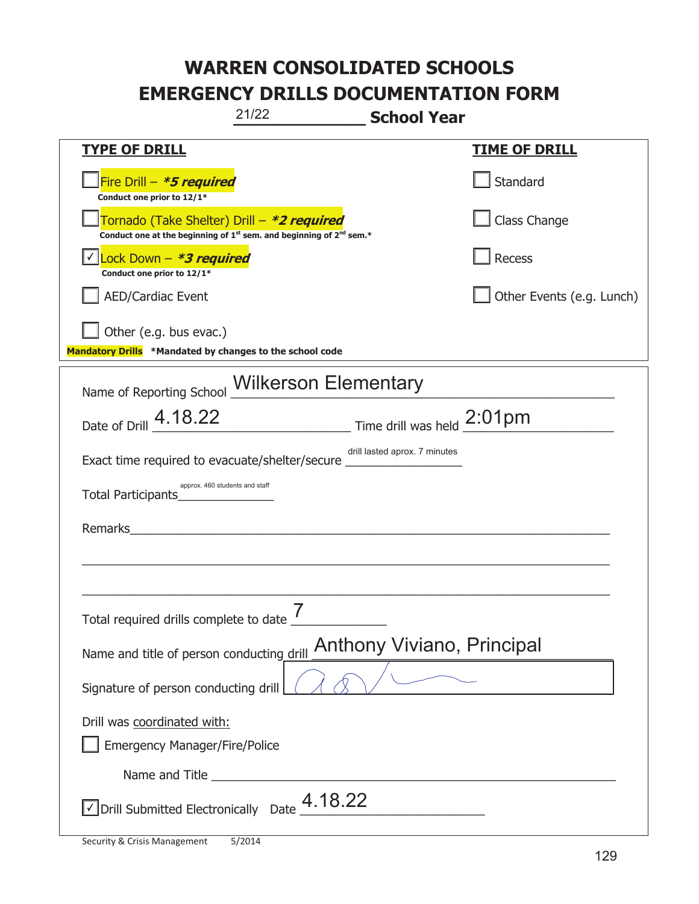# WARREN CONSOLIDATED SCHOOLS
# EMERGENCY DRILLS DOCUMENTATION FORM

21/22 **School Year**

| **TYPE OF DRILL** | **TIME OF DRILL** |
|---|---|
| ☐ Fire Drill – ***5 required** <br> **Conduct one prior to 12/1*** | ☐ Standard |
| ☐ Tornado (Take Shelter) Drill – ***2 required** <br> **Conduct one at the beginning of 1st sem. and beginning of 2nd sem.*** | ☐ Class Change |
| ☑ Lock Down – ***3 required** <br> **Conduct one prior to 12/1*** | ☐ Recess |
| ☐ AED/Cardiac Event | ☐ Other Events (e.g. Lunch) |
| ☐ Other (e.g. bus evac.) | |

**Mandatory Drills** ***Mandated by changes to the school code**

Name of Reporting School: Wilkerson Elementary

Date of Drill: 4.18.22 Time drill was held: 2:01pm

Exact time required to evacuate/shelter/secure: drill lasted aprox. 7 minutes

Total Participants: approx. 460 students and staff

Remarks: ____________________

Total required drills complete to date: 7

Name and title of person conducting drill: Anthony Viviano, Principal

Signature of person conducting drill: [signature]

Drill was coordinated with:

☐ Emergency Manager/Fire/Police

Name and Title ____________________

☑ Drill Submitted Electronically Date: 4.18.22

Security & Crisis Management 5/2014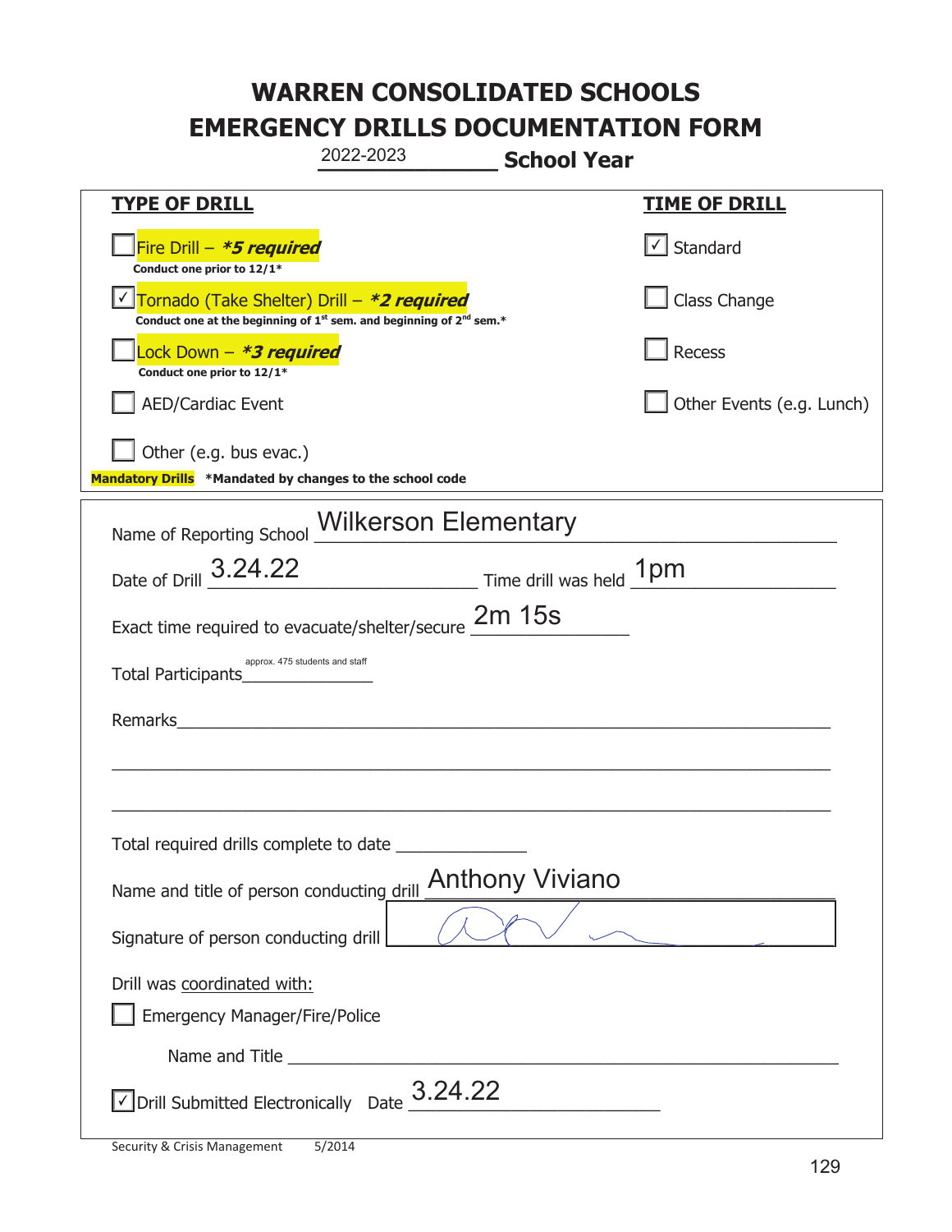# WARREN CONSOLIDATED SCHOOLS
# EMERGENCY DRILLS DOCUMENTATION FORM

2022-2023 **School Year**

| **TYPE OF DRILL** | **TIME OF DRILL** |
|---|---|
| ☐ Fire Drill – ***5 required*** <br> **Conduct one prior to 12/1*** | ☑ Standard |
| ☑ Tornado (Take Shelter) Drill – ***2 required*** <br> **Conduct one at the beginning of 1st sem. and beginning of 2nd sem.*** | ☐ Class Change |
| ☐ Lock Down – ***3 required*** <br> **Conduct one prior to 12/1*** | ☐ Recess |
| ☐ AED/Cardiac Event | ☐ Other Events (e.g. Lunch) |
| ☐ Other (e.g. bus evac.) | |

**Mandatory Drills** **\*Mandated by changes to the school code**

Name of Reporting School: Wilkerson Elementary

Date of Drill: 3.24.22 Time drill was held: 1pm

Exact time required to evacuate/shelter/secure: 2m 15s

Total Participants: approx. 475 students and staff

Remarks: ______________________________

Total required drills complete to date: ______________

Name and title of person conducting drill: Anthony Viviano

Signature of person conducting drill: [signature]

Drill was coordinated with:

☐ Emergency Manager/Fire/Police

Name and Title ______________________________

☑ Drill Submitted Electronically Date: 3.24.22

Security & Crisis Management 5/2014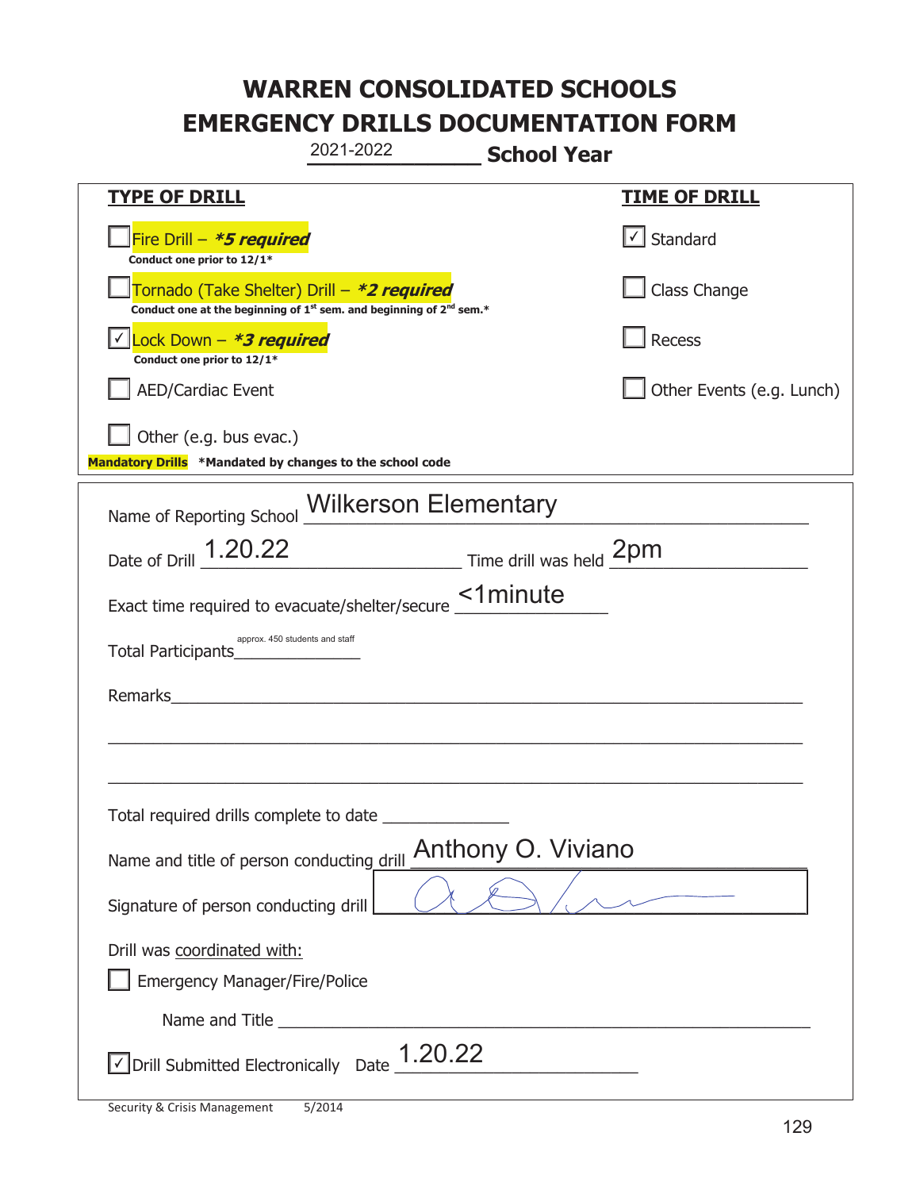# WARREN CONSOLIDATED SCHOOLS
# EMERGENCY DRILLS DOCUMENTATION FORM

2021-2022 **School Year**

| **TYPE OF DRILL** | **TIME OF DRILL** |
|---|---|
| ☐ Fire Drill – ***5 required*** <br> **Conduct one prior to 12/1*** | ☑ Standard |
| ☐ Tornado (Take Shelter) Drill – ***2 required*** <br> **Conduct one at the beginning of 1st sem. and beginning of 2nd sem.*** | ☐ Class Change |
| ☑ Lock Down – ***3 required*** <br> **Conduct one prior to 12/1*** | ☐ Recess |
| ☐ AED/Cardiac Event | ☐ Other Events (e.g. Lunch) |
| ☐ Other (e.g. bus evac.) | |

**Mandatory Drills** ***Mandated by changes to the school code**

Name of Reporting School: Wilkerson Elementary

Date of Drill: 1.20.22 Time drill was held: 2pm

Exact time required to evacuate/shelter/secure: <1minute

Total Participants: approx. 450 students and staff

Remarks: \_\_\_\_\_\_\_\_\_\_\_\_\_\_\_\_\_\_\_\_

Total required drills complete to date: \_\_\_\_\_\_\_\_\_\_

Name and title of person conducting drill: Anthony O. Viviano

Signature of person conducting drill: [signature]

Drill was coordinated with:

☐ Emergency Manager/Fire/Police

Name and Title \_\_\_\_\_\_\_\_\_\_\_\_\_\_\_\_\_\_\_\_

☑ Drill Submitted Electronically Date: 1.20.22

Security & Crisis Management 5/2014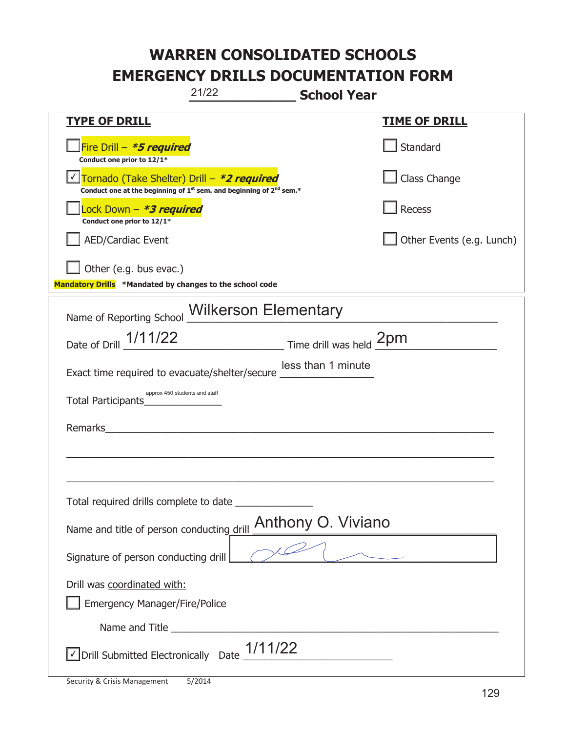# WARREN CONSOLIDATED SCHOOLS
# EMERGENCY DRILLS DOCUMENTATION FORM

21/22 **School Year**

| **TYPE OF DRILL** | **TIME OF DRILL** |
|---|---|
| ☐ Fire Drill – ***5 required** <br> **Conduct one prior to 12/1*** | ☐ Standard |
| ☑ Tornado (Take Shelter) Drill – ***2 required** <br> **Conduct one at the beginning of 1st sem. and beginning of 2nd sem.*** | ☐ Class Change |
| ☐ Lock Down – ***3 required** <br> **Conduct one prior to 12/1*** | ☐ Recess |
| ☐ AED/Cardiac Event | ☐ Other Events (e.g. Lunch) |
| ☐ Other (e.g. bus evac.) | |

**Mandatory Drills** ***Mandated by changes to the school code**

Name of Reporting School: Wilkerson Elementary

Date of Drill: 1/11/22  Time drill was held: 2pm

Exact time required to evacuate/shelter/secure: less than 1 minute

Total Participants: approx 450 students and staff

Remarks: ______________________________

Total required drills complete to date: __________

Name and title of person conducting drill: Anthony O. Viviano

Signature of person conducting drill: [signature]

Drill was coordinated with:

☐ Emergency Manager/Fire/Police

Name and Title: ______________________________

☑ Drill Submitted Electronically  Date: 1/11/22

Security & Crisis Management 5/2014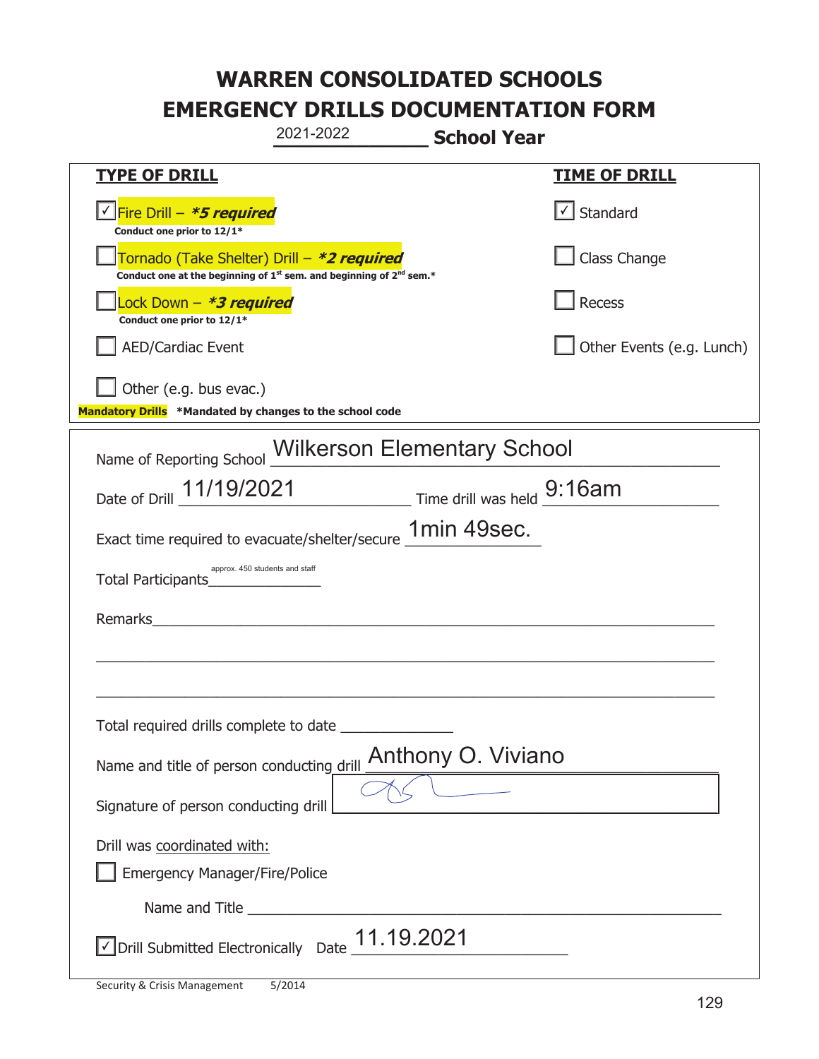# WARREN CONSOLIDATED SCHOOLS
# EMERGENCY DRILLS DOCUMENTATION FORM

2021-2022 **School Year**

| **TYPE OF DRILL** | **TIME OF DRILL** |
|---|---|
| ☑ Fire Drill – ***5 required*** <br> **Conduct one prior to 12/1*** | ☑ Standard |
| ☐ Tornado (Take Shelter) Drill – ***2 required*** <br> **Conduct one at the beginning of 1st sem. and beginning of 2nd sem.*** | ☐ Class Change |
| ☐ Lock Down – ***3 required*** <br> **Conduct one prior to 12/1*** | ☐ Recess |
| ☐ AED/Cardiac Event | ☐ Other Events (e.g. Lunch) |
| ☐ Other (e.g. bus evac.) | |

**Mandatory Drills** **\*Mandated by changes to the school code**

Name of Reporting School: Wilkerson Elementary School

Date of Drill: 11/19/2021 Time drill was held: 9:16am

Exact time required to evacuate/shelter/secure: 1min 49sec.

Total Participants: approx. 450 students and staff

Remarks: ______________________

Total required drills complete to date: ______________

Name and title of person conducting drill: Anthony O. Viviano

Signature of person conducting drill: [signature]

Drill was coordinated with:

☐ Emergency Manager/Fire/Police

Name and Title ______________________

☑ Drill Submitted Electronically Date 11.19.2021

Security & Crisis Management 5/2014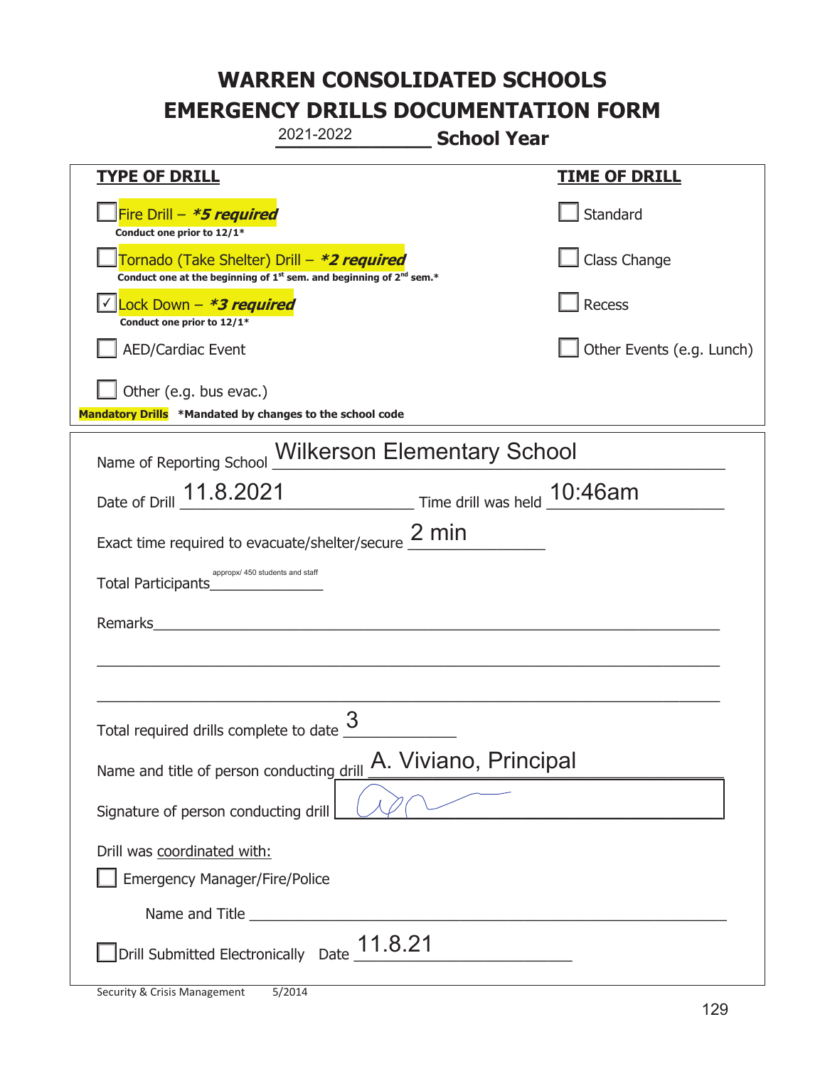# WARREN CONSOLIDATED SCHOOLS
# EMERGENCY DRILLS DOCUMENTATION FORM

2021-2022 **School Year**

| **TYPE OF DRILL** | **TIME OF DRILL** |
|---|---|
| ☐ Fire Drill – ***5 required** <br> **Conduct one prior to 12/1*** | ☐ Standard |
| ☐ Tornado (Take Shelter) Drill – ***2 required** <br> **Conduct one at the beginning of 1st sem. and beginning of 2nd sem.*** | ☐ Class Change |
| ☑ Lock Down – ***3 required** <br> **Conduct one prior to 12/1*** | ☐ Recess |
| ☐ AED/Cardiac Event | ☐ Other Events (e.g. Lunch) |
| ☐ Other (e.g. bus evac.) | |

**Mandatory Drills** **\*Mandated by changes to the school code**

Name of Reporting School: Wilkerson Elementary School

Date of Drill: 11.8.2021 Time drill was held: 10:46am

Exact time required to evacuate/shelter/secure: 2 min

Total Participants: appropx/ 450 students and staff

Remarks: ___

Total required drills complete to date: 3

Name and title of person conducting drill: A. Viviano, Principal

Signature of person conducting drill: [signature]

Drill was coordinated with:

☐ Emergency Manager/Fire/Police

Name and Title ___

☐ Drill Submitted Electronically Date: 11.8.21

Security & Crisis Management 5/2014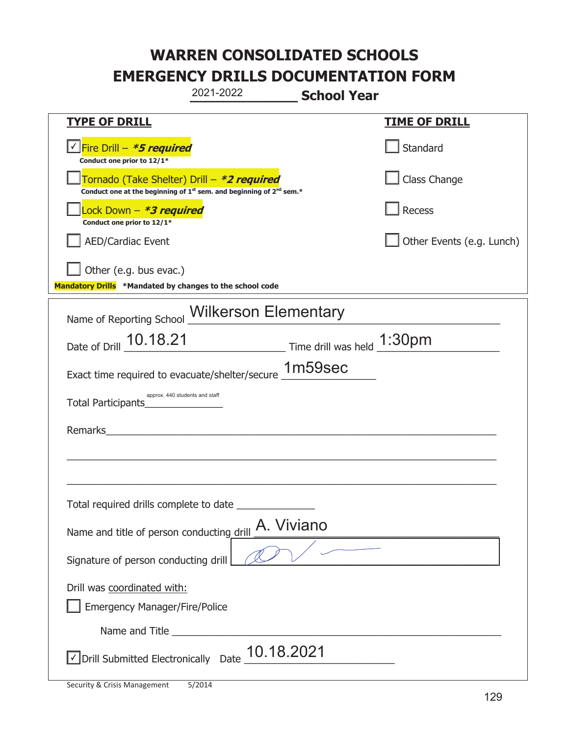# WARREN CONSOLIDATED SCHOOLS
# EMERGENCY DRILLS DOCUMENTATION FORM

2021-2022 **School Year**

| **TYPE OF DRILL** | **TIME OF DRILL** |
|---|---|
| ☑ Fire Drill – ***5 required*** <br> **Conduct one prior to 12/1*** | ☐ Standard |
| ☐ Tornado (Take Shelter) Drill – ***2 required*** <br> **Conduct one at the beginning of 1st sem. and beginning of 2nd sem.*** | ☐ Class Change |
| ☐ Lock Down – ***3 required*** <br> **Conduct one prior to 12/1*** | ☐ Recess |
| ☐ AED/Cardiac Event | ☐ Other Events (e.g. Lunch) |
| ☐ Other (e.g. bus evac.) | |

**Mandatory Drills** **\*Mandated by changes to the school code**

Name of Reporting School: Wilkerson Elementary

Date of Drill: 10.18.21 Time drill was held: 1:30pm

Exact time required to evacuate/shelter/secure: 1m59sec

Total Participants: approx. 440 students and staff

Remarks: ______________________________

Total required drills complete to date: ______________

Name and title of person conducting drill: A. Viviano

Signature of person conducting drill: [signature]

Drill was coordinated with:

☐ Emergency Manager/Fire/Police

Name and Title ______________________________

☑ Drill Submitted Electronically Date: 10.18.2021

Security & Crisis Management 5/2014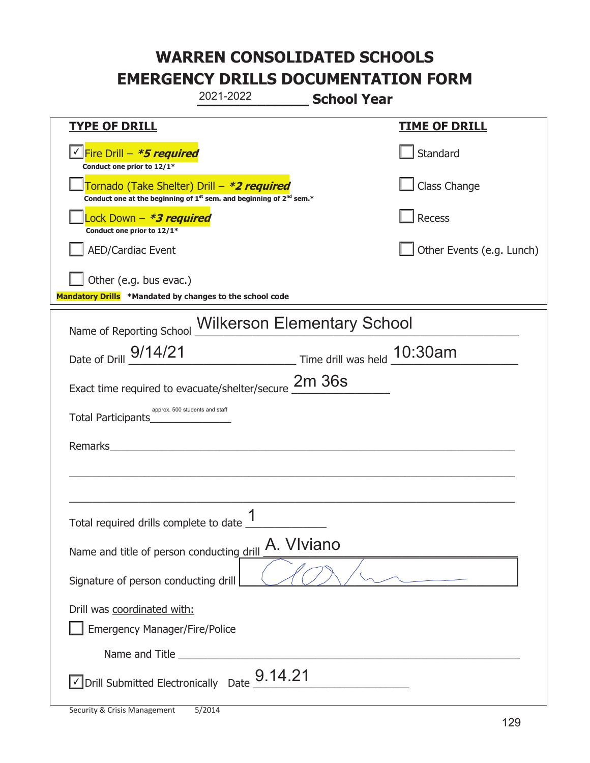# WARREN CONSOLIDATED SCHOOLS
# EMERGENCY DRILLS DOCUMENTATION FORM

2021-2022 **School Year**

| **TYPE OF DRILL** | **TIME OF DRILL** |
|---|---|
| ☑ Fire Drill – ***5 required*** <br> **Conduct one prior to 12/1*** | ☐ Standard |
| ☐ Tornado (Take Shelter) Drill – ***2 required*** <br> **Conduct one at the beginning of 1st sem. and beginning of 2nd sem.*** | ☐ Class Change |
| ☐ Lock Down – ***3 required*** <br> **Conduct one prior to 12/1*** | ☐ Recess |
| ☐ AED/Cardiac Event | ☐ Other Events (e.g. Lunch) |
| ☐ Other (e.g. bus evac.) | |

**Mandatory Drills** ***Mandated by changes to the school code**

Name of Reporting School: Wilkerson Elementary School

Date of Drill: 9/14/21 Time drill was held: 10:30am

Exact time required to evacuate/shelter/secure: 2m 36s

Total Participants: approx. 500 students and staff

Remarks: ______________________________

Total required drills complete to date: 1

Name and title of person conducting drill: A. VIviano

Signature of person conducting drill: [signature]

Drill was coordinated with:

☐ Emergency Manager/Fire/Police

Name and Title ______________________________

☑ Drill Submitted Electronically Date: 9.14.21

Security & Crisis Management 5/2014